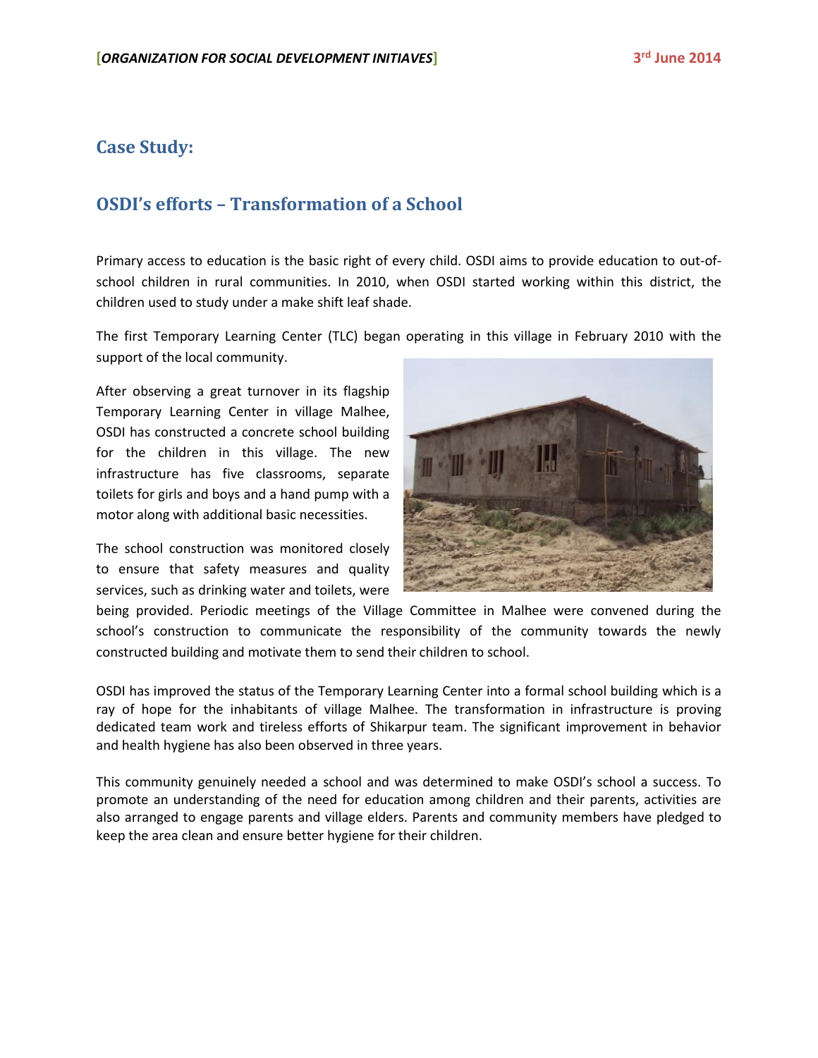## Case Study:

## OSDI's efforts – Transformation of a School

Primary access to education is the basic right of every child. OSDI aims to provide education to out-of-school children in rural communities. In 2010, when OSDI started working within this district, the children used to study under a make shift leaf shade.

The first Temporary Learning Center (TLC) began operating in this village in February 2010 with the support of the local community.

After observing a great turnover in its flagship Temporary Learning Center in village Malhee, OSDI has constructed a concrete school building for the children in this village. The new infrastructure has five classrooms, separate toilets for girls and boys and a hand pump with a motor along with additional basic necessities.

The school construction was monitored closely to ensure that safety measures and quality services, such as drinking water and toilets, were being provided. Periodic meetings of the Village Committee in Malhee were convened during the school's construction to communicate the responsibility of the community towards the newly constructed building and motivate them to send their children to school.

OSDI has improved the status of the Temporary Learning Center into a formal school building which is a ray of hope for the inhabitants of village Malhee. The transformation in infrastructure is proving dedicated team work and tireless efforts of Shikarpur team. The significant improvement in behavior and health hygiene has also been observed in three years.

This community genuinely needed a school and was determined to make OSDI's school a success. To promote an understanding of the need for education among children and their parents, activities are also arranged to engage parents and village elders. Parents and community members have pledged to keep the area clean and ensure better hygiene for their children.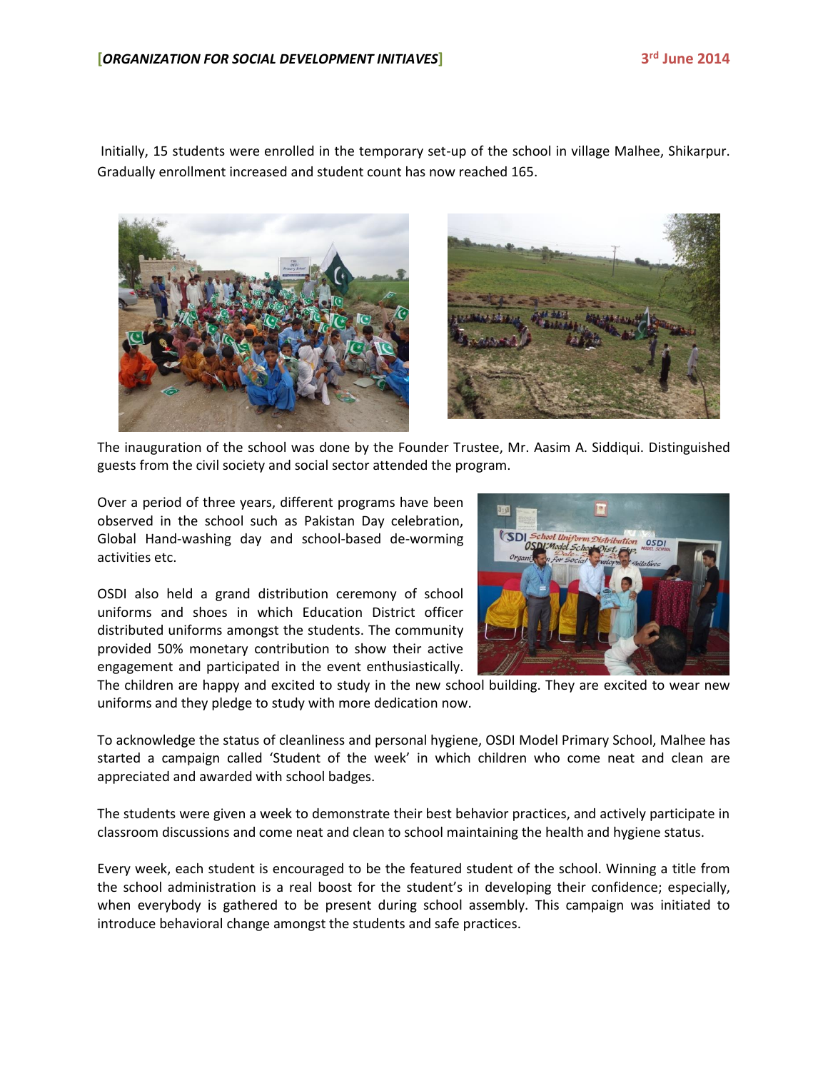Initially, 15 students were enrolled in the temporary set-up of the school in village Malhee, Shikarpur. Gradually enrollment increased and student count has now reached 165.

The inauguration of the school was done by the Founder Trustee, Mr. Aasim A. Siddiqui. Distinguished guests from the civil society and social sector attended the program.

Over a period of three years, different programs have been observed in the school such as Pakistan Day celebration, Global Hand-washing day and school-based de-worming activities etc.

OSDI also held a grand distribution ceremony of school uniforms and shoes in which Education District officer distributed uniforms amongst the students. The community provided 50% monetary contribution to show their active engagement and participated in the event enthusiastically. The children are happy and excited to study in the new school building. They are excited to wear new uniforms and they pledge to study with more dedication now.

To acknowledge the status of cleanliness and personal hygiene, OSDI Model Primary School, Malhee has started a campaign called 'Student of the week' in which children who come neat and clean are appreciated and awarded with school badges.

The students were given a week to demonstrate their best behavior practices, and actively participate in classroom discussions and come neat and clean to school maintaining the health and hygiene status.

Every week, each student is encouraged to be the featured student of the school. Winning a title from the school administration is a real boost for the student's in developing their confidence; especially, when everybody is gathered to be present during school assembly. This campaign was initiated to introduce behavioral change amongst the students and safe practices.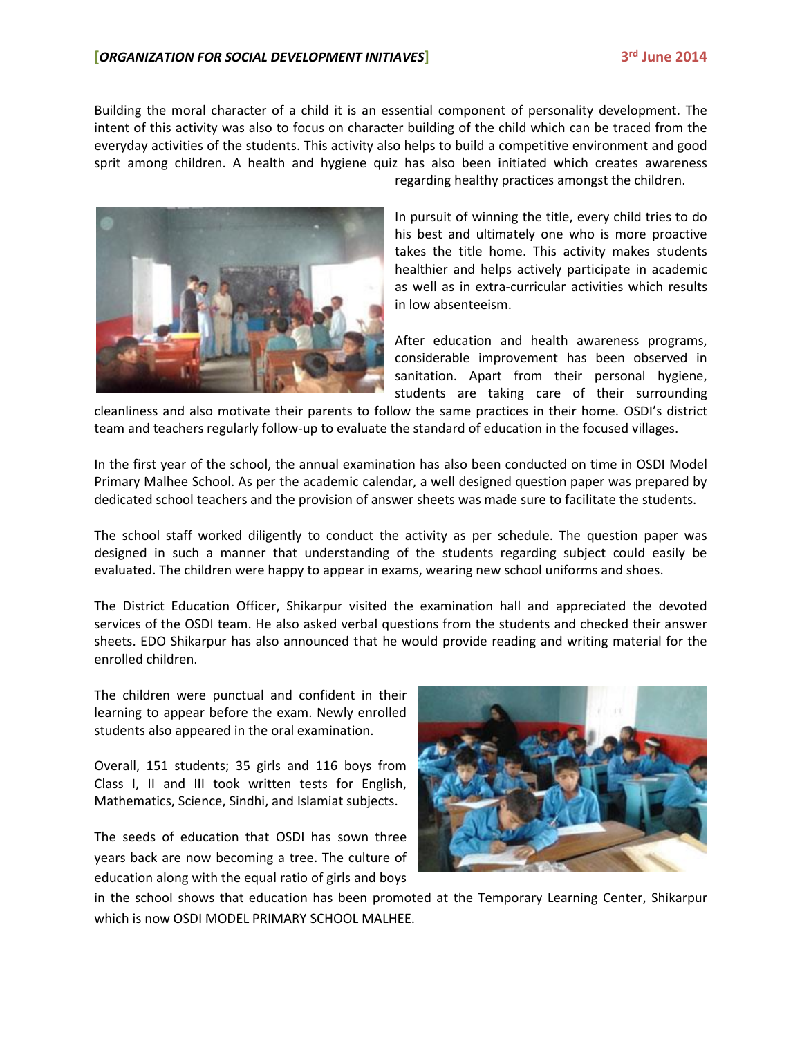Building the moral character of a child it is an essential component of personality development. The intent of this activity was also to focus on character building of the child which can be traced from the everyday activities of the students. This activity also helps to build a competitive environment and good sprit among children. A health and hygiene quiz has also been initiated which creates awareness regarding healthy practices amongst the children.

In pursuit of winning the title, every child tries to do his best and ultimately one who is more proactive takes the title home. This activity makes students healthier and helps actively participate in academic as well as in extra-curricular activities which results in low absenteeism.

After education and health awareness programs, considerable improvement has been observed in sanitation. Apart from their personal hygiene, students are taking care of their surrounding cleanliness and also motivate their parents to follow the same practices in their home. OSDI's district team and teachers regularly follow-up to evaluate the standard of education in the focused villages.

In the first year of the school, the annual examination has also been conducted on time in OSDI Model Primary Malhee School. As per the academic calendar, a well designed question paper was prepared by dedicated school teachers and the provision of answer sheets was made sure to facilitate the students.

The school staff worked diligently to conduct the activity as per schedule. The question paper was designed in such a manner that understanding of the students regarding subject could easily be evaluated. The children were happy to appear in exams, wearing new school uniforms and shoes.

The District Education Officer, Shikarpur visited the examination hall and appreciated the devoted services of the OSDI team. He also asked verbal questions from the students and checked their answer sheets. EDO Shikarpur has also announced that he would provide reading and writing material for the enrolled children.

The children were punctual and confident in their learning to appear before the exam. Newly enrolled students also appeared in the oral examination.

Overall, 151 students; 35 girls and 116 boys from Class I, II and III took written tests for English, Mathematics, Science, Sindhi, and Islamiat subjects.

The seeds of education that OSDI has sown three years back are now becoming a tree. The culture of education along with the equal ratio of girls and boys in the school shows that education has been promoted at the Temporary Learning Center, Shikarpur which is now OSDI MODEL PRIMARY SCHOOL MALHEE.